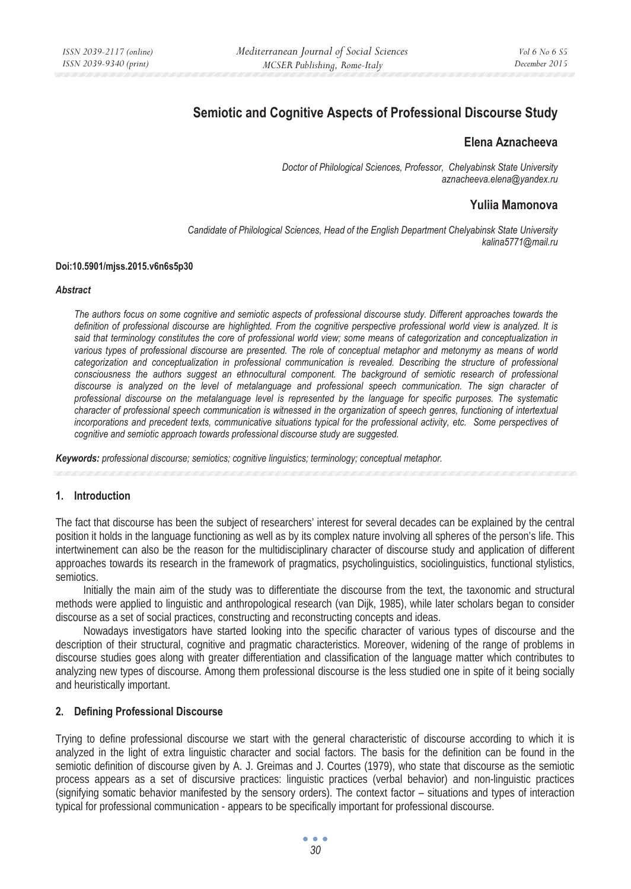# Semiotic and Cognitive Aspects of Professional Discourse Study

## Elena Aznacheeva

*Doctor of Philological Sciences, Professor, Chelyabinsk State University*
*aznacheeva.elena@yandex.ru*

## Yuliia Mamonova

*Candidate of Philological Sciences, Head of the English Department Chelyabinsk State University*
*kalina5771@mail.ru*

**Doi:10.5901/mjss.2015.v6n6s5p30**

***Abstract***

*The authors focus on some cognitive and semiotic aspects of professional discourse study. Different approaches towards the definition of professional discourse are highlighted. From the cognitive perspective professional world view is analyzed. It is said that terminology constitutes the core of professional world view; some means of categorization and conceptualization in various types of professional discourse are presented. The role of conceptual metaphor and metonymy as means of world categorization and conceptualization in professional communication is revealed. Describing the structure of professional consciousness the authors suggest an ethnocultural component. The background of semiotic research of professional discourse is analyzed on the level of metalanguage and professional speech communication. The sign character of professional discourse on the metalanguage level is represented by the language for specific purposes. The systematic character of professional speech communication is witnessed in the organization of speech genres, functioning of intertextual incorporations and precedent texts, communicative situations typical for the professional activity, etc. Some perspectives of cognitive and semiotic approach towards professional discourse study are suggested.*

***Keywords:*** *professional discourse; semiotics; cognitive linguistics; terminology; conceptual metaphor.*

## 1. Introduction

The fact that discourse has been the subject of researchers' interest for several decades can be explained by the central position it holds in the language functioning as well as by its complex nature involving all spheres of the person's life. This intertwinement can also be the reason for the multidisciplinary character of discourse study and application of different approaches towards its research in the framework of pragmatics, psycholinguistics, sociolinguistics, functional stylistics, semiotics.

Initially the main aim of the study was to differentiate the discourse from the text, the taxonomic and structural methods were applied to linguistic and anthropological research (van Dijk, 1985), while later scholars began to consider discourse as a set of social practices, constructing and reconstructing concepts and ideas.

Nowadays investigators have started looking into the specific character of various types of discourse and the description of their structural, cognitive and pragmatic characteristics. Moreover, widening of the range of problems in discourse studies goes along with greater differentiation and classification of the language matter which contributes to analyzing new types of discourse. Among them professional discourse is the less studied one in spite of it being socially and heuristically important.

## 2. Defining Professional Discourse

Trying to define professional discourse we start with the general characteristic of discourse according to which it is analyzed in the light of extra linguistic character and social factors. The basis for the definition can be found in the semiotic definition of discourse given by A. J. Greimas and J. Courtes (1979), who state that discourse as the semiotic process appears as a set of discursive practices: linguistic practices (verbal behavior) and non-linguistic practices (signifying somatic behavior manifested by the sensory orders). The context factor – situations and types of interaction typical for professional communication - appears to be specifically important for professional discourse.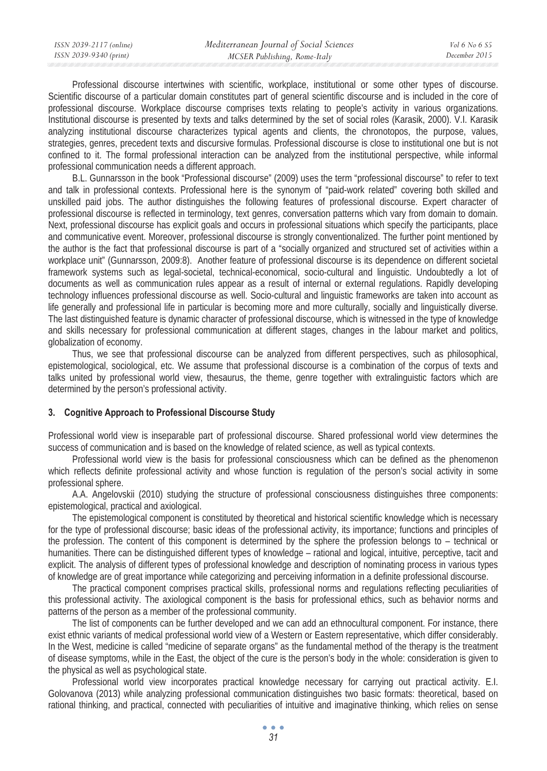Professional discourse intertwines with scientific, workplace, institutional or some other types of discourse. Scientific discourse of a particular domain constitutes part of general scientific discourse and is included in the core of professional discourse. Workplace discourse comprises texts relating to people's activity in various organizations. Institutional discourse is presented by texts and talks determined by the set of social roles (Karasik, 2000). V.I. Karasik analyzing institutional discourse characterizes typical agents and clients, the chronotopos, the purpose, values, strategies, genres, precedent texts and discursive formulas. Professional discourse is close to institutional one but is not confined to it. The formal professional interaction can be analyzed from the institutional perspective, while informal professional communication needs a different approach.

B.L. Gunnarsson in the book "Professional discourse" (2009) uses the term "professional discourse" to refer to text and talk in professional contexts. Professional here is the synonym of "paid-work related" covering both skilled and unskilled paid jobs. The author distinguishes the following features of professional discourse. Expert character of professional discourse is reflected in terminology, text genres, conversation patterns which vary from domain to domain. Next, professional discourse has explicit goals and occurs in professional situations which specify the participants, place and communicative event. Moreover, professional discourse is strongly conventionalized. The further point mentioned by the author is the fact that professional discourse is part of a "socially organized and structured set of activities within a workplace unit" (Gunnarsson, 2009:8). Another feature of professional discourse is its dependence on different societal framework systems such as legal-societal, technical-economical, socio-cultural and linguistic. Undoubtedly a lot of documents as well as communication rules appear as a result of internal or external regulations. Rapidly developing technology influences professional discourse as well. Socio-cultural and linguistic frameworks are taken into account as life generally and professional life in particular is becoming more and more culturally, socially and linguistically diverse. The last distinguished feature is dynamic character of professional discourse, which is witnessed in the type of knowledge and skills necessary for professional communication at different stages, changes in the labour market and politics, globalization of economy.

Thus, we see that professional discourse can be analyzed from different perspectives, such as philosophical, epistemological, sociological, etc. We assume that professional discourse is a combination of the corpus of texts and talks united by professional world view, thesaurus, the theme, genre together with extralinguistic factors which are determined by the person's professional activity.

### 3. Cognitive Approach to Professional Discourse Study

Professional world view is inseparable part of professional discourse. Shared professional world view determines the success of communication and is based on the knowledge of related science, as well as typical contexts.

Professional world view is the basis for professional consciousness which can be defined as the phenomenon which reflects definite professional activity and whose function is regulation of the person's social activity in some professional sphere.

A.A. Angelovskii (2010) studying the structure of professional consciousness distinguishes three components: epistemological, practical and axiological.

The epistemological component is constituted by theoretical and historical scientific knowledge which is necessary for the type of professional discourse; basic ideas of the professional activity, its importance; functions and principles of the profession. The content of this component is determined by the sphere the profession belongs to – technical or humanities. There can be distinguished different types of knowledge – rational and logical, intuitive, perceptive, tacit and explicit. The analysis of different types of professional knowledge and description of nominating process in various types of knowledge are of great importance while categorizing and perceiving information in a definite professional discourse.

The practical component comprises practical skills, professional norms and regulations reflecting peculiarities of this professional activity. The axiological component is the basis for professional ethics, such as behavior norms and patterns of the person as a member of the professional community.

The list of components can be further developed and we can add an ethnocultural component. For instance, there exist ethnic variants of medical professional world view of a Western or Eastern representative, which differ considerably. In the West, medicine is called "medicine of separate organs" as the fundamental method of the therapy is the treatment of disease symptoms, while in the East, the object of the cure is the person's body in the whole: consideration is given to the physical as well as psychological state.

Professional world view incorporates practical knowledge necessary for carrying out practical activity. E.I. Golovanova (2013) while analyzing professional communication distinguishes two basic formats: theoretical, based on rational thinking, and practical, connected with peculiarities of intuitive and imaginative thinking, which relies on sense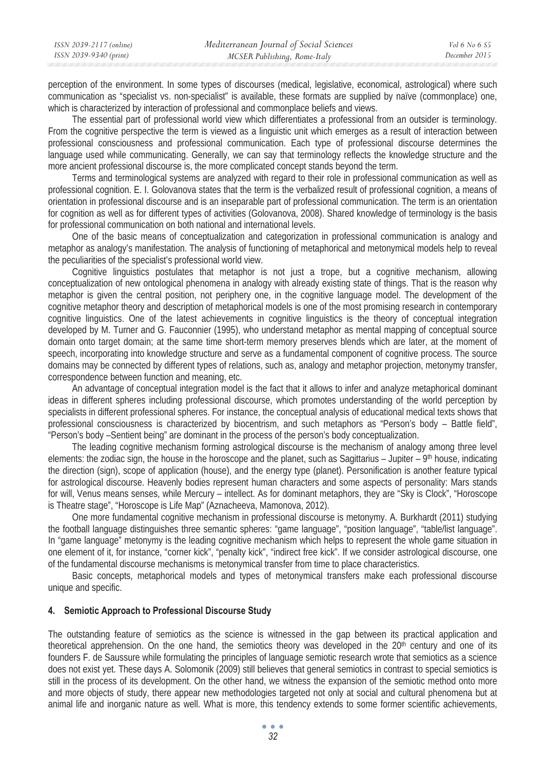perception of the environment. In some types of discourses (medical, legislative, economical, astrological) where such communication as "specialist vs. non-specialist" is available, these formats are supplied by naïve (commonplace) one, which is characterized by interaction of professional and commonplace beliefs and views.

The essential part of professional world view which differentiates a professional from an outsider is terminology. From the cognitive perspective the term is viewed as a linguistic unit which emerges as a result of interaction between professional consciousness and professional communication. Each type of professional discourse determines the language used while communicating. Generally, we can say that terminology reflects the knowledge structure and the more ancient professional discourse is, the more complicated concept stands beyond the term.

Terms and terminological systems are analyzed with regard to their role in professional communication as well as professional cognition. E. I. Golovanova states that the term is the verbalized result of professional cognition, a means of orientation in professional discourse and is an inseparable part of professional communication. The term is an orientation for cognition as well as for different types of activities (Golovanova, 2008). Shared knowledge of terminology is the basis for professional communication on both national and international levels.

One of the basic means of conceptualization and categorization in professional communication is analogy and metaphor as analogy's manifestation. The analysis of functioning of metaphorical and metonymical models help to reveal the peculiarities of the specialist's professional world view.

Cognitive linguistics postulates that metaphor is not just a trope, but a cognitive mechanism, allowing conceptualization of new ontological phenomena in analogy with already existing state of things. That is the reason why metaphor is given the central position, not periphery one, in the cognitive language model. The development of the cognitive metaphor theory and description of metaphorical models is one of the most promising research in contemporary cognitive linguistics. One of the latest achievements in cognitive linguistics is the theory of conceptual integration developed by M. Turner and G. Fauconnier (1995), who understand metaphor as mental mapping of conceptual source domain onto target domain; at the same time short-term memory preserves blends which are later, at the moment of speech, incorporating into knowledge structure and serve as a fundamental component of cognitive process. The source domains may be connected by different types of relations, such as, analogy and metaphor projection, metonymy transfer, correspondence between function and meaning, etc.

An advantage of conceptual integration model is the fact that it allows to infer and analyze metaphorical dominant ideas in different spheres including professional discourse, which promotes understanding of the world perception by specialists in different professional spheres. For instance, the conceptual analysis of educational medical texts shows that professional consciousness is characterized by biocentrism, and such metaphors as "Person's body – Battle field", "Person's body –Sentient being" are dominant in the process of the person's body conceptualization.

The leading cognitive mechanism forming astrological discourse is the mechanism of analogy among three level elements: the zodiac sign, the house in the horoscope and the planet, such as Sagittarius – Jupiter – 9th house, indicating the direction (sign), scope of application (house), and the energy type (planet). Personification is another feature typical for astrological discourse. Heavenly bodies represent human characters and some aspects of personality: Mars stands for will, Venus means senses, while Mercury – intellect. As for dominant metaphors, they are "Sky is Clock", "Horoscope is Theatre stage", "Horoscope is Life Map" (Aznacheeva, Mamonova, 2012).

One more fundamental cognitive mechanism in professional discourse is metonymy. A. Burkhardt (2011) studying the football language distinguishes three semantic spheres: "game language", "position language", "table/list language". In "game language" metonymy is the leading cognitive mechanism which helps to represent the whole game situation in one element of it, for instance, "corner kick", "penalty kick", "indirect free kick". If we consider astrological discourse, one of the fundamental discourse mechanisms is metonymical transfer from time to place characteristics.

Basic concepts, metaphorical models and types of metonymical transfers make each professional discourse unique and specific.

## 4. Semiotic Approach to Professional Discourse Study

The outstanding feature of semiotics as the science is witnessed in the gap between its practical application and theoretical apprehension. On the one hand, the semiotics theory was developed in the 20th century and one of its founders F. de Saussure while formulating the principles of language semiotic research wrote that semiotics as a science does not exist yet. These days A. Solomonik (2009) still believes that general semiotics in contrast to special semiotics is still in the process of its development. On the other hand, we witness the expansion of the semiotic method onto more and more objects of study, there appear new methodologies targeted not only at social and cultural phenomena but at animal life and inorganic nature as well. What is more, this tendency extends to some former scientific achievements,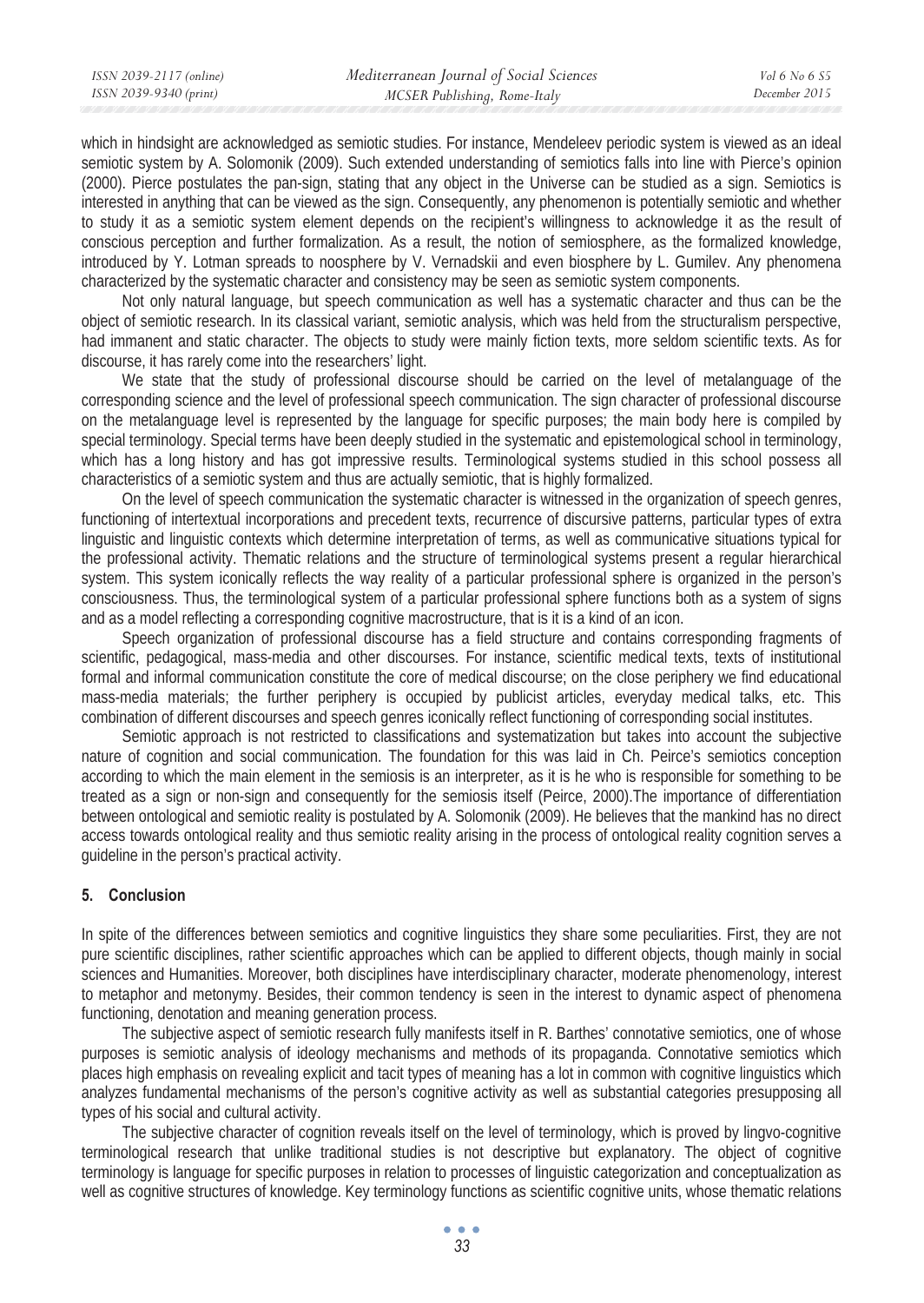which in hindsight are acknowledged as semiotic studies. For instance, Mendeleev periodic system is viewed as an ideal semiotic system by A. Solomonik (2009). Such extended understanding of semiotics falls into line with Pierce's opinion (2000). Pierce postulates the pan-sign, stating that any object in the Universe can be studied as a sign. Semiotics is interested in anything that can be viewed as the sign. Consequently, any phenomenon is potentially semiotic and whether to study it as a semiotic system element depends on the recipient's willingness to acknowledge it as the result of conscious perception and further formalization. As a result, the notion of semiosphere, as the formalized knowledge, introduced by Y. Lotman spreads to noosphere by V. Vernadskii and even biosphere by L. Gumilev. Any phenomena characterized by the systematic character and consistency may be seen as semiotic system components.

Not only natural language, but speech communication as well has a systematic character and thus can be the object of semiotic research. In its classical variant, semiotic analysis, which was held from the structuralism perspective, had immanent and static character. The objects to study were mainly fiction texts, more seldom scientific texts. As for discourse, it has rarely come into the researchers' light.

We state that the study of professional discourse should be carried on the level of metalanguage of the corresponding science and the level of professional speech communication. The sign character of professional discourse on the metalanguage level is represented by the language for specific purposes; the main body here is compiled by special terminology. Special terms have been deeply studied in the systematic and epistemological school in terminology, which has a long history and has got impressive results. Terminological systems studied in this school possess all characteristics of a semiotic system and thus are actually semiotic, that is highly formalized.

On the level of speech communication the systematic character is witnessed in the organization of speech genres, functioning of intertextual incorporations and precedent texts, recurrence of discursive patterns, particular types of extra linguistic and linguistic contexts which determine interpretation of terms, as well as communicative situations typical for the professional activity. Thematic relations and the structure of terminological systems present a regular hierarchical system. This system iconically reflects the way reality of a particular professional sphere is organized in the person's consciousness. Thus, the terminological system of a particular professional sphere functions both as a system of signs and as a model reflecting a corresponding cognitive macrostructure, that is it is a kind of an icon.

Speech organization of professional discourse has a field structure and contains corresponding fragments of scientific, pedagogical, mass-media and other discourses. For instance, scientific medical texts, texts of institutional formal and informal communication constitute the core of medical discourse; on the close periphery we find educational mass-media materials; the further periphery is occupied by publicist articles, everyday medical talks, etc. This combination of different discourses and speech genres iconically reflect functioning of corresponding social institutes.

Semiotic approach is not restricted to classifications and systematization but takes into account the subjective nature of cognition and social communication. The foundation for this was laid in Ch. Peirce's semiotics conception according to which the main element in the semiosis is an interpreter, as it is he who is responsible for something to be treated as a sign or non-sign and consequently for the semiosis itself (Peirce, 2000).The importance of differentiation between ontological and semiotic reality is postulated by A. Solomonik (2009). He believes that the mankind has no direct access towards ontological reality and thus semiotic reality arising in the process of ontological reality cognition serves a guideline in the person's practical activity.

## 5. Conclusion

In spite of the differences between semiotics and cognitive linguistics they share some peculiarities. First, they are not pure scientific disciplines, rather scientific approaches which can be applied to different objects, though mainly in social sciences and Humanities. Moreover, both disciplines have interdisciplinary character, moderate phenomenology, interest to metaphor and metonymy. Besides, their common tendency is seen in the interest to dynamic aspect of phenomena functioning, denotation and meaning generation process.

The subjective aspect of semiotic research fully manifests itself in R. Barthes' connotative semiotics, one of whose purposes is semiotic analysis of ideology mechanisms and methods of its propaganda. Connotative semiotics which places high emphasis on revealing explicit and tacit types of meaning has a lot in common with cognitive linguistics which analyzes fundamental mechanisms of the person's cognitive activity as well as substantial categories presupposing all types of his social and cultural activity.

The subjective character of cognition reveals itself on the level of terminology, which is proved by lingvo-cognitive terminological research that unlike traditional studies is not descriptive but explanatory. The object of cognitive terminology is language for specific purposes in relation to processes of linguistic categorization and conceptualization as well as cognitive structures of knowledge. Key terminology functions as scientific cognitive units, whose thematic relations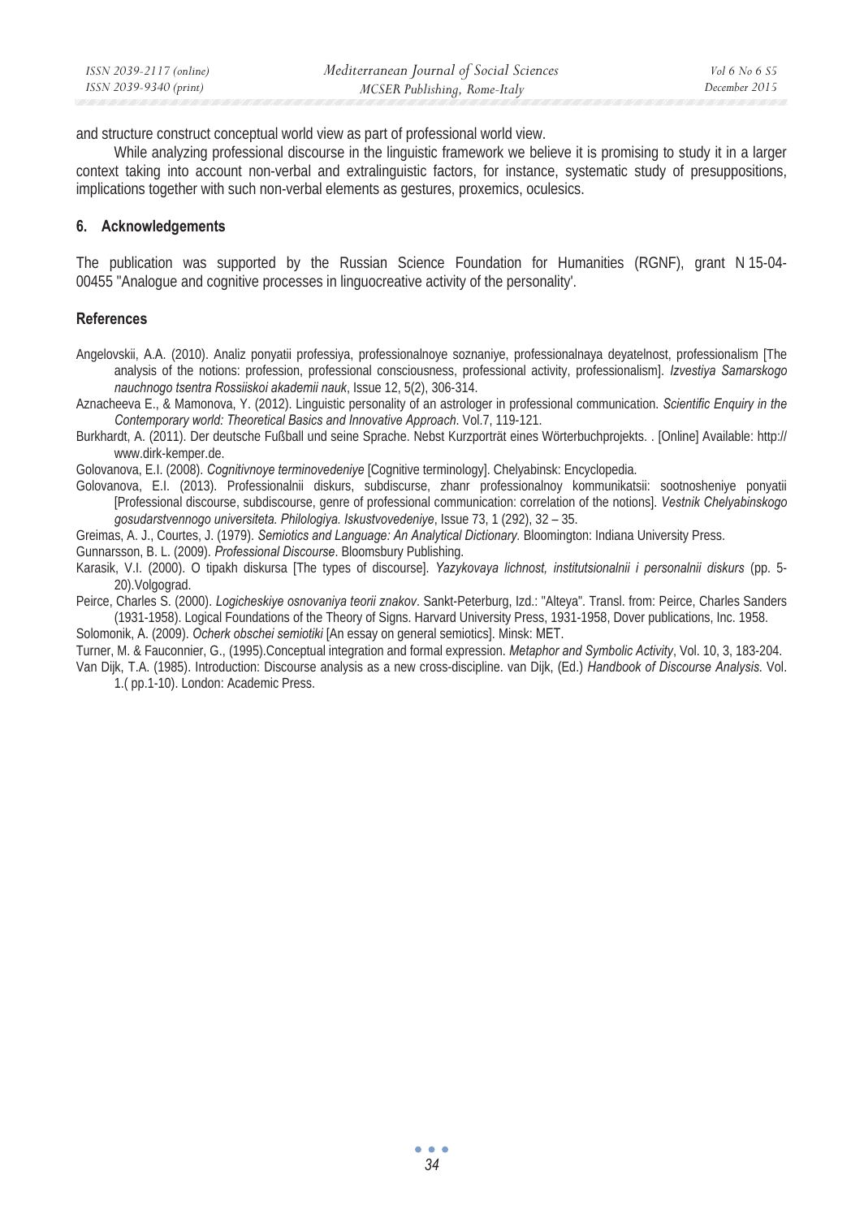and structure construct conceptual world view as part of professional world view.

While analyzing professional discourse in the linguistic framework we believe it is promising to study it in a larger context taking into account non-verbal and extralinguistic factors, for instance, systematic study of presuppositions, implications together with such non-verbal elements as gestures, proxemics, oculesics.

## 6. Acknowledgements

The publication was supported by the Russian Science Foundation for Humanities (RGNF), grant N 15-04-00455 "Analogue and cognitive processes in linguocreative activity of the personality'.

## References

Angelovskii, A.A. (2010). Analiz ponyatii professiya, professionalnoye soznaniye, professionalnaya deyatelnost, professionalism [The analysis of the notions: profession, professional consciousness, professional activity, professionalism]. *Izvestiya Samarskogo nauchnogo tsentra Rossiiskoi akademii nauk*, Issue 12, 5(2), 306-314.

Aznacheeva E., & Mamonova, Y. (2012). Linguistic personality of an astrologer in professional communication. *Scientific Enquiry in the Contemporary world: Theoretical Basics and Innovative Approach*. Vol.7, 119-121.

Burkhardt, A. (2011). Der deutsche Fußball und seine Sprache. Nebst Kurzporträt eines Wörterbuchprojekts. . [Online] Available: http:// www.dirk-kemper.de.

Golovanova, E.I. (2008). *Cognitivnoye terminovedeniye* [Cognitive terminology]. Chelyabinsk: Encyclopedia.

Golovanova, E.I. (2013). Professionalnii diskurs, subdiscurse, zhanr professionalnoy kommunikatsii: sootnosheniye ponyatii [Professional discourse, subdiscourse, genre of professional communication: correlation of the notions]. *Vestnik Chelyabinskogo gosudarstvennogo universiteta. Philologiya. Iskustvovedeniye*, Issue 73, 1 (292), 32 – 35.

Greimas, A. J., Courtes, J. (1979). *Semiotics and Language: An Analytical Dictionary*. Bloomington: Indiana University Press.

Gunnarsson, B. L. (2009). *Professional Discourse*. Bloomsbury Publishing.

Karasik, V.I. (2000). O tipakh diskursa [The types of discourse]. *Yazykovaya lichnost, institutsionalnii i personalnii diskurs* (pp. 5-20).Volgograd.

Peirce, Charles S. (2000). *Logicheskiye osnovaniya teorii znakov*. Sankt-Peterburg, Izd.: "Alteya". Transl. from: Peirce, Charles Sanders (1931-1958). Logical Foundations of the Theory of Signs. Harvard University Press, 1931-1958, Dover publications, Inc. 1958.

Solomonik, A. (2009). *Ocherk obschei semiotiki* [An essay on general semiotics]. Minsk: MET.

Turner, M. & Fauconnier, G., (1995).Conceptual integration and formal expression. *Metaphor and Symbolic Activity*, Vol. 10, 3, 183-204.

Van Dijk, T.A. (1985). Introduction: Discourse analysis as a new cross-discipline. van Dijk, (Ed.) *Handbook of Discourse Analysis*. Vol. 1.( pp.1-10). London: Academic Press.